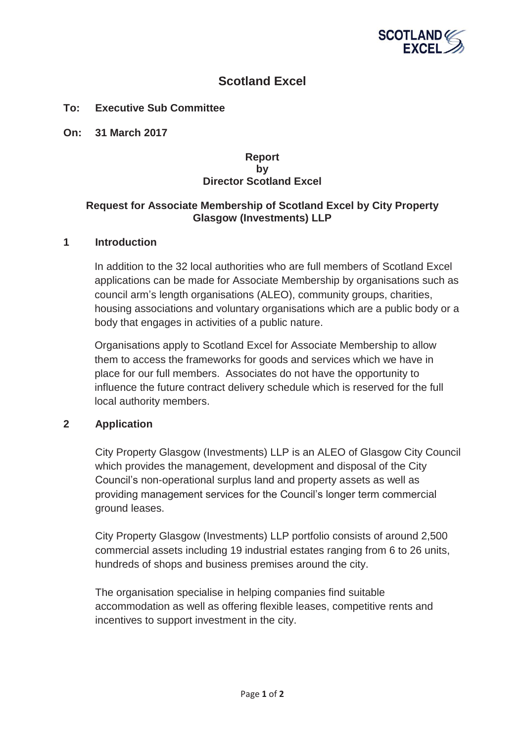# Scotland Excel

**To: Executive Sub Committee**

**On: 31 March 2017**

**Report**
**by**
**Director Scotland Excel**

**Request for Associate Membership of Scotland Excel by City Property Glasgow (Investments) LLP**

## 1 Introduction

In addition to the 32 local authorities who are full members of Scotland Excel applications can be made for Associate Membership by organisations such as council arm's length organisations (ALEO), community groups, charities, housing associations and voluntary organisations which are a public body or a body that engages in activities of a public nature.

Organisations apply to Scotland Excel for Associate Membership to allow them to access the frameworks for goods and services which we have in place for our full members. Associates do not have the opportunity to influence the future contract delivery schedule which is reserved for the full local authority members.

## 2 Application

City Property Glasgow (Investments) LLP is an ALEO of Glasgow City Council which provides the management, development and disposal of the City Council's non-operational surplus land and property assets as well as providing management services for the Council's longer term commercial ground leases.

City Property Glasgow (Investments) LLP portfolio consists of around 2,500 commercial assets including 19 industrial estates ranging from 6 to 26 units, hundreds of shops and business premises around the city.

The organisation specialise in helping companies find suitable accommodation as well as offering flexible leases, competitive rents and incentives to support investment in the city.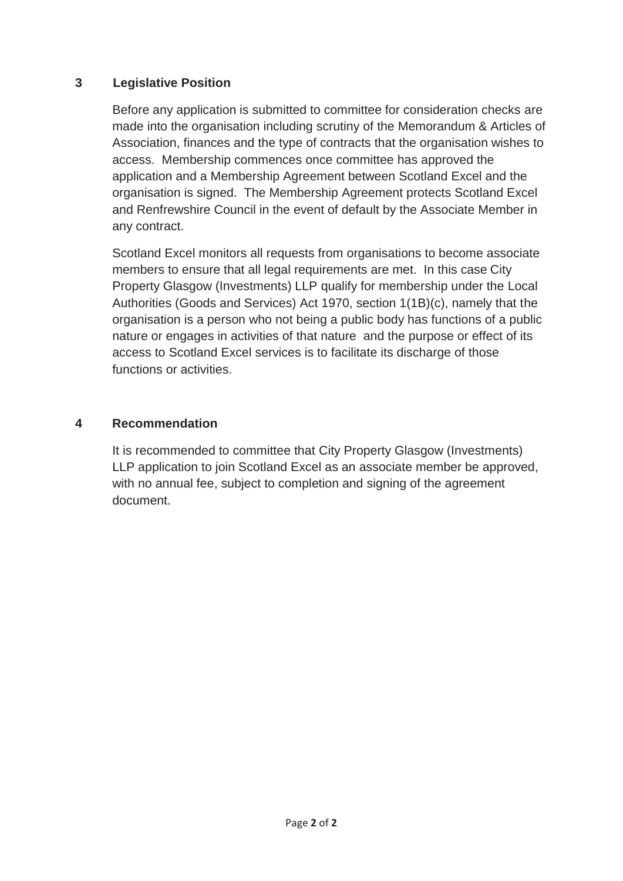## 3 Legislative Position

Before any application is submitted to committee for consideration checks are made into the organisation including scrutiny of the Memorandum & Articles of Association, finances and the type of contracts that the organisation wishes to access. Membership commences once committee has approved the application and a Membership Agreement between Scotland Excel and the organisation is signed. The Membership Agreement protects Scotland Excel and Renfrewshire Council in the event of default by the Associate Member in any contract.

Scotland Excel monitors all requests from organisations to become associate members to ensure that all legal requirements are met. In this case City Property Glasgow (Investments) LLP qualify for membership under the Local Authorities (Goods and Services) Act 1970, section 1(1B)(c), namely that the organisation is a person who not being a public body has functions of a public nature or engages in activities of that nature and the purpose or effect of its access to Scotland Excel services is to facilitate its discharge of those functions or activities.

## 4 Recommendation

It is recommended to committee that City Property Glasgow (Investments) LLP application to join Scotland Excel as an associate member be approved, with no annual fee, subject to completion and signing of the agreement document.